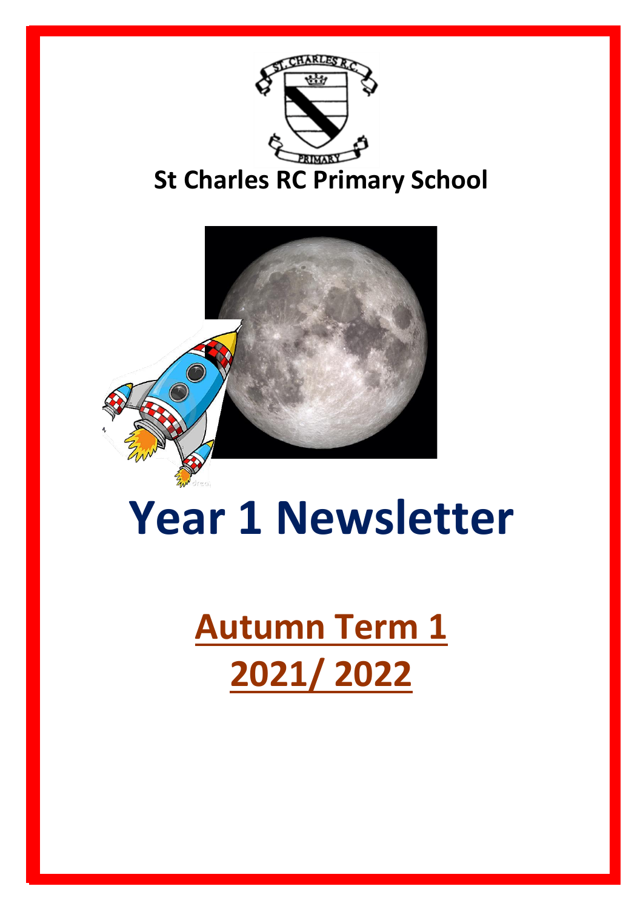**St Charles RC Primary School**

# Year 1 Newsletter

## Autumn Term 1
## 2021/ 2022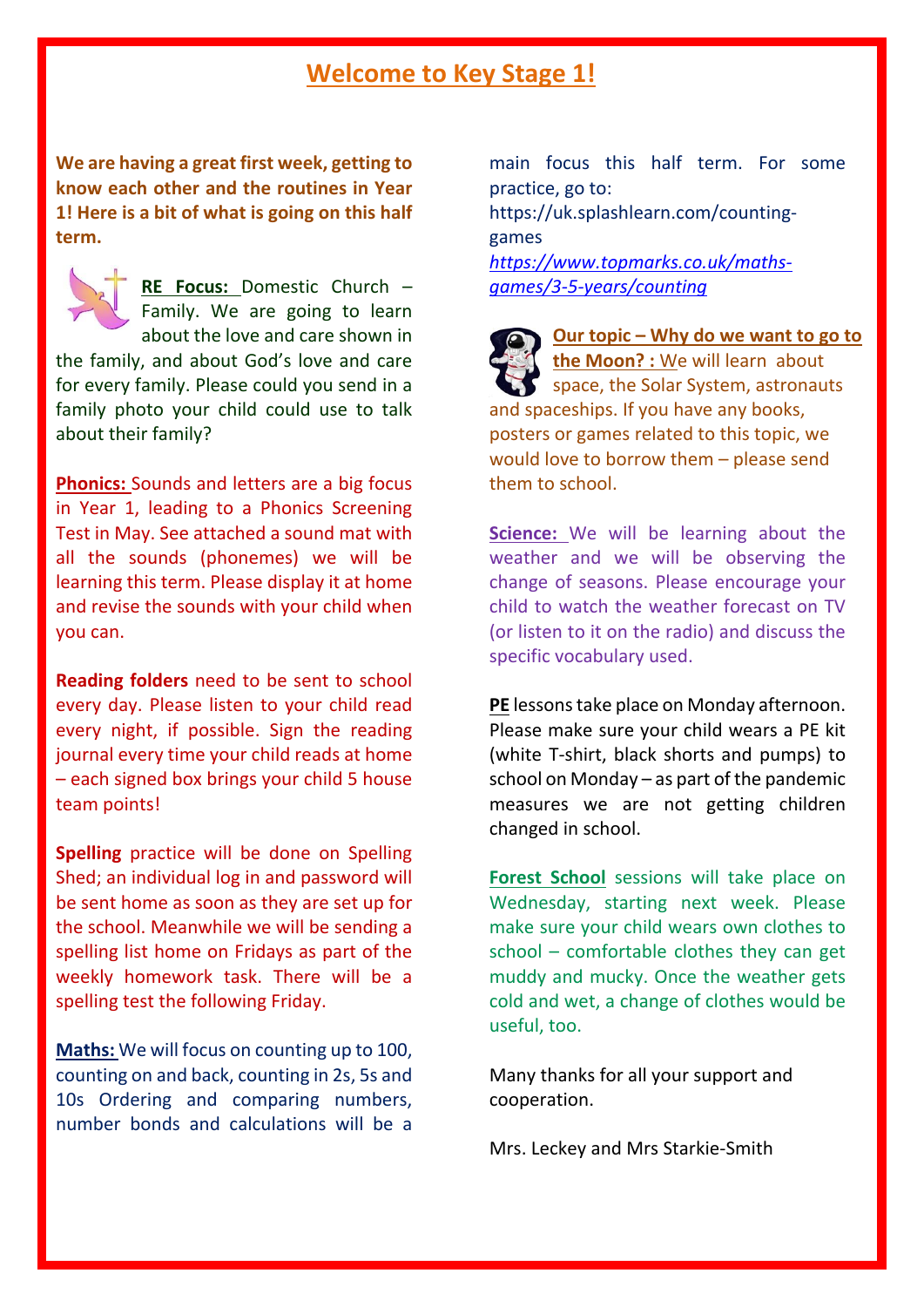# Welcome to Key Stage 1!

**We are having a great first week, getting to know each other and the routines in Year 1! Here is a bit of what is going on this half term.**

**RE Focus:** Domestic Church – Family. We are going to learn about the love and care shown in the family, and about God's love and care for every family. Please could you send in a family photo your child could use to talk about their family?

**Phonics:** Sounds and letters are a big focus in Year 1, leading to a Phonics Screening Test in May. See attached a sound mat with all the sounds (phonemes) we will be learning this term. Please display it at home and revise the sounds with your child when you can.

**Reading folders** need to be sent to school every day. Please listen to your child read every night, if possible. Sign the reading journal every time your child reads at home – each signed box brings your child 5 house team points!

**Spelling** practice will be done on Spelling Shed; an individual log in and password will be sent home as soon as they are set up for the school. Meanwhile we will be sending a spelling list home on Fridays as part of the weekly homework task. There will be a spelling test the following Friday.

**Maths:** We will focus on counting up to 100, counting on and back, counting in 2s, 5s and 10s Ordering and comparing numbers, number bonds and calculations will be a main focus this half term. For some practice, go to:
https://uk.splashlearn.com/counting-games
*https://www.topmarks.co.uk/maths-games/3-5-years/counting*

**Our topic – Why do we want to go to the Moon? :** We will learn about space, the Solar System, astronauts and spaceships. If you have any books, posters or games related to this topic, we would love to borrow them – please send them to school.

**Science:** We will be learning about the weather and we will be observing the change of seasons. Please encourage your child to watch the weather forecast on TV (or listen to it on the radio) and discuss the specific vocabulary used.

**PE** lessons take place on Monday afternoon. Please make sure your child wears a PE kit (white T-shirt, black shorts and pumps) to school on Monday – as part of the pandemic measures we are not getting children changed in school.

**Forest School** sessions will take place on Wednesday, starting next week. Please make sure your child wears own clothes to school – comfortable clothes they can get muddy and mucky. Once the weather gets cold and wet, a change of clothes would be useful, too.

Many thanks for all your support and cooperation.

Mrs. Leckey and Mrs Starkie-Smith